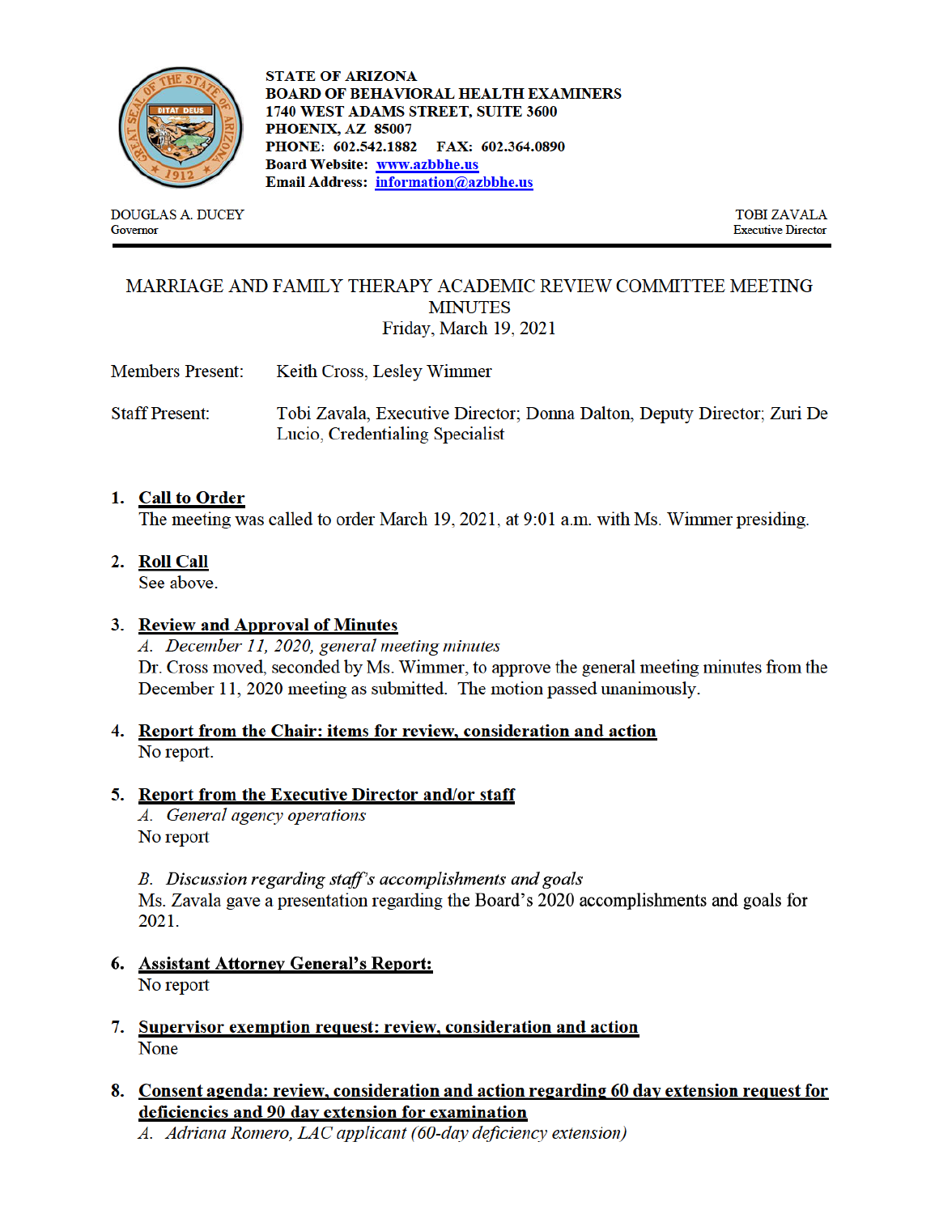**STATE OF ARIZONA**
**BOARD OF BEHAVIORAL HEALTH EXAMINERS**
**1740 WEST ADAMS STREET, SUITE 3600**
**PHOENIX, AZ 85007**
**PHONE: 602.542.1882 FAX: 602.364.0890**
**Board Website: [www.azbbhe.us](http://www.azbbhe.us)**
**Email Address: [information@azbbhe.us](mailto:information@azbbhe.us)**

DOUGLAS A. DUCEY
Governor

TOBI ZAVALA
Executive Director

---

# MARRIAGE AND FAMILY THERAPY ACADEMIC REVIEW COMMITTEE MEETING MINUTES

Friday, March 19, 2021

Members Present: Keith Cross, Lesley Wimmer

Staff Present: Tobi Zavala, Executive Director; Donna Dalton, Deputy Director; Zuri De Lucio, Credentialing Specialist

1. **Call to Order**
   The meeting was called to order March 19, 2021, at 9:01 a.m. with Ms. Wimmer presiding.

2. **Roll Call**
   See above.

3. **Review and Approval of Minutes**
   *A. December 11, 2020, general meeting minutes*
   Dr. Cross moved, seconded by Ms. Wimmer, to approve the general meeting minutes from the December 11, 2020 meeting as submitted. The motion passed unanimously.

4. **Report from the Chair: items for review, consideration and action**
   No report.

5. **Report from the Executive Director and/or staff**
   *A. General agency operations*
   No report

   *B. Discussion regarding staff's accomplishments and goals*
   Ms. Zavala gave a presentation regarding the Board's 2020 accomplishments and goals for 2021.

6. **Assistant Attorney General's Report:**
   No report

7. **Supervisor exemption request: review, consideration and action**
   None

8. **Consent agenda: review, consideration and action regarding 60 day extension request for deficiencies and 90 day extension for examination**
   *A. Adriana Romero, LAC applicant (60-day deficiency extension)*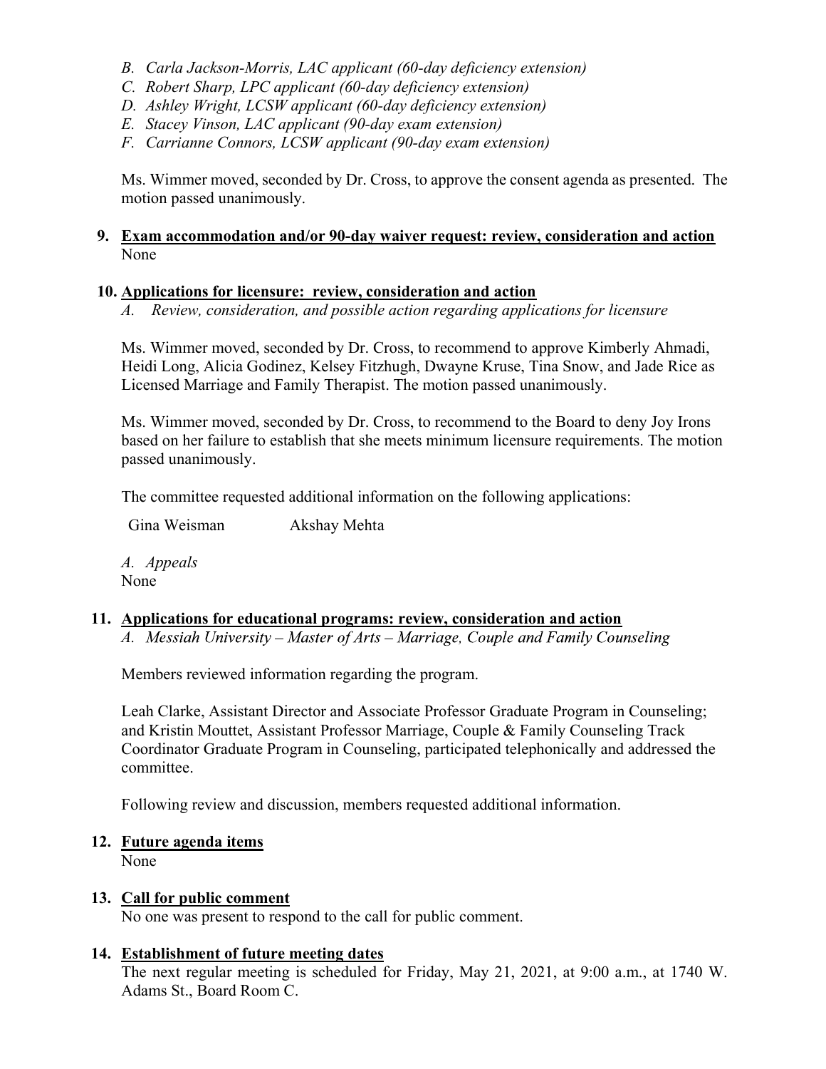*B. Carla Jackson-Morris, LAC applicant (60-day deficiency extension)*
*C. Robert Sharp, LPC applicant (60-day deficiency extension)*
*D. Ashley Wright, LCSW applicant (60-day deficiency extension)*
*E. Stacey Vinson, LAC applicant (90-day exam extension)*
*F. Carrianne Connors, LCSW applicant (90-day exam extension)*

Ms. Wimmer moved, seconded by Dr. Cross, to approve the consent agenda as presented. The motion passed unanimously.

**9. Exam accommodation and/or 90-day waiver request: review, consideration and action**

None

**10. Applications for licensure: review, consideration and action**

*A. Review, consideration, and possible action regarding applications for licensure*

Ms. Wimmer moved, seconded by Dr. Cross, to recommend to approve Kimberly Ahmadi, Heidi Long, Alicia Godinez, Kelsey Fitzhugh, Dwayne Kruse, Tina Snow, and Jade Rice as Licensed Marriage and Family Therapist. The motion passed unanimously.

Ms. Wimmer moved, seconded by Dr. Cross, to recommend to the Board to deny Joy Irons based on her failure to establish that she meets minimum licensure requirements. The motion passed unanimously.

The committee requested additional information on the following applications:

Gina Weisman Akshay Mehta

*A. Appeals*

None

**11. Applications for educational programs: review, consideration and action**

*A. Messiah University – Master of Arts – Marriage, Couple and Family Counseling*

Members reviewed information regarding the program.

Leah Clarke, Assistant Director and Associate Professor Graduate Program in Counseling; and Kristin Mouttet, Assistant Professor Marriage, Couple & Family Counseling Track Coordinator Graduate Program in Counseling, participated telephonically and addressed the committee.

Following review and discussion, members requested additional information.

**12. Future agenda items**

None

**13. Call for public comment**

No one was present to respond to the call for public comment.

**14. Establishment of future meeting dates**

The next regular meeting is scheduled for Friday, May 21, 2021, at 9:00 a.m., at 1740 W. Adams St., Board Room C.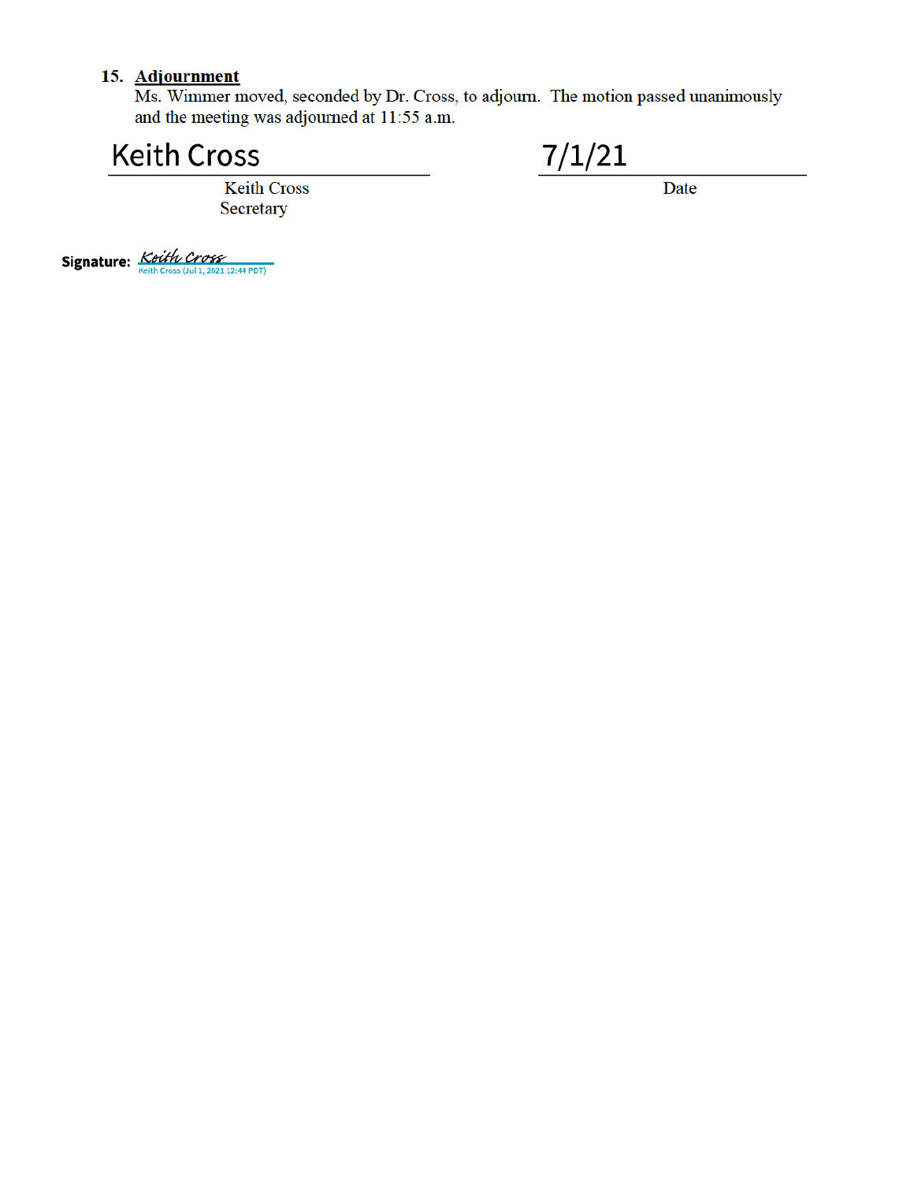15. **Adjournment**

Ms. Wimmer moved, seconded by Dr. Cross, to adjourn. The motion passed unanimously and the meeting was adjourned at 11:55 a.m.

Keith Cross

Keith Cross
Secretary

7/1/21

Date

**Signature:** Keith Cross
Keith Cross (Jul 1, 2021 12:44 PDT)